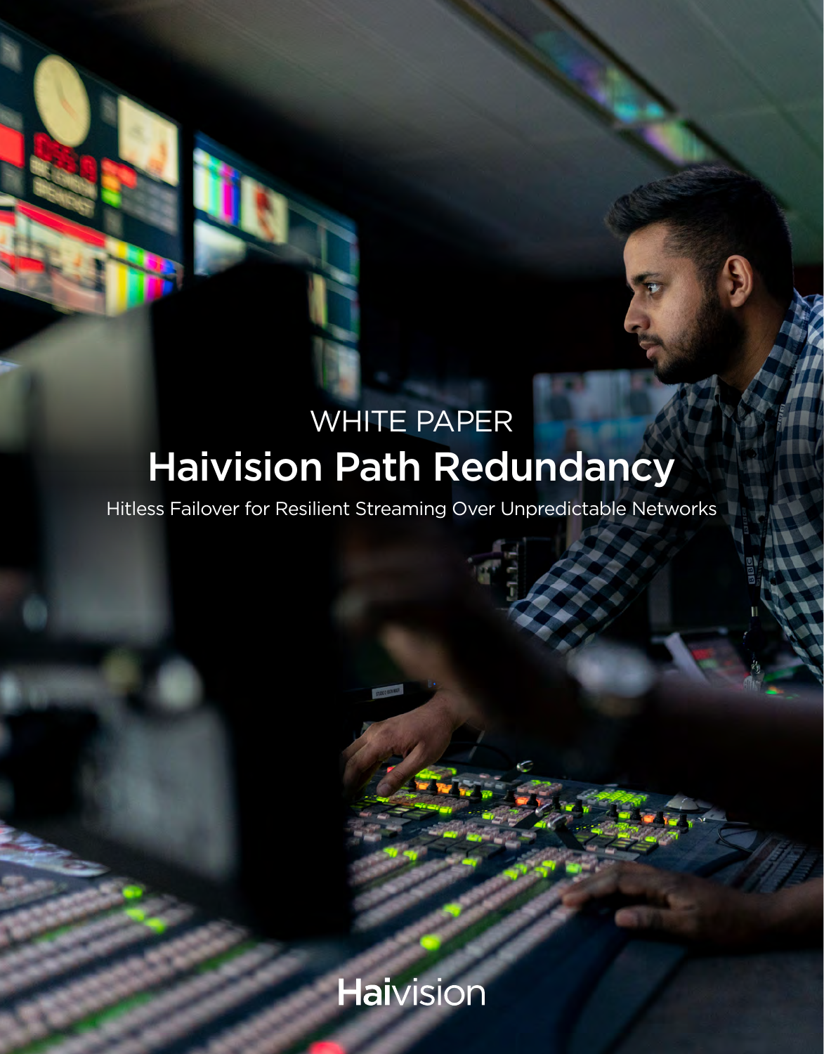WHITE PAPER

# Haivision Path Redundancy

Hitless Failover for Resilient Streaming Over Unpredictable Networks

Haivision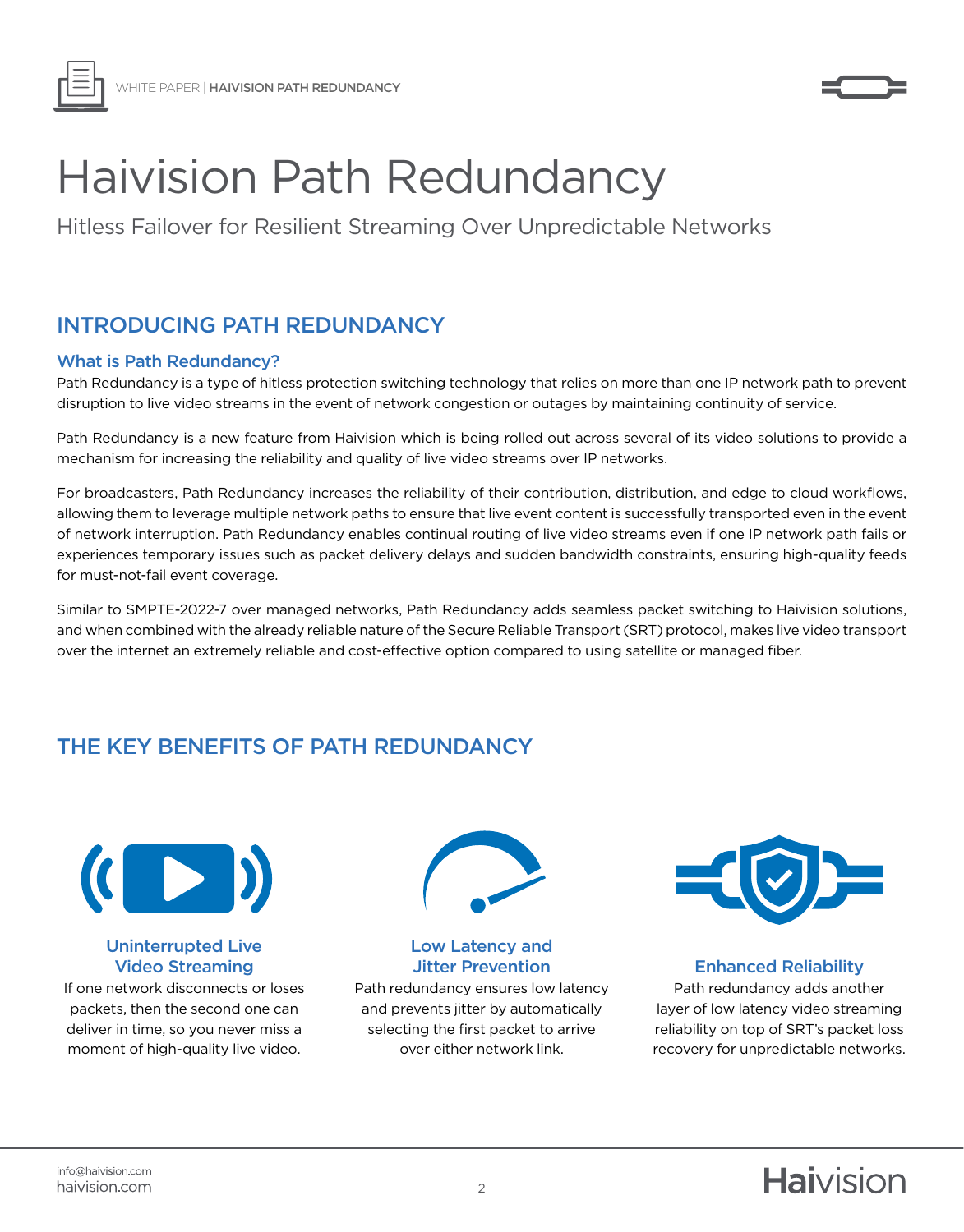# Haivision Path Redundancy

Hitless Failover for Resilient Streaming Over Unpredictable Networks

## INTRODUCING PATH REDUNDANCY

### What is Path Redundancy?

Path Redundancy is a type of hitless protection switching technology that relies on more than one IP network path to prevent disruption to live video streams in the event of network congestion or outages by maintaining continuity of service.

Path Redundancy is a new feature from Haivision which is being rolled out across several of its video solutions to provide a mechanism for increasing the reliability and quality of live video streams over IP networks.

For broadcasters, Path Redundancy increases the reliability of their contribution, distribution, and edge to cloud workflows, allowing them to leverage multiple network paths to ensure that live event content is successfully transported even in the event of network interruption. Path Redundancy enables continual routing of live video streams even if one IP network path fails or experiences temporary issues such as packet delivery delays and sudden bandwidth constraints, ensuring high-quality feeds for must-not-fail event coverage.

Similar to SMPTE-2022-7 over managed networks, Path Redundancy adds seamless packet switching to Haivision solutions, and when combined with the already reliable nature of the Secure Reliable Transport (SRT) protocol, makes live video transport over the internet an extremely reliable and cost-effective option compared to using satellite or managed fiber.

## THE KEY BENEFITS OF PATH REDUNDANCY

### Uninterrupted Live Video Streaming

If one network disconnects or loses packets, then the second one can deliver in time, so you never miss a moment of high-quality live video.

### Low Latency and Jitter Prevention

Path redundancy ensures low latency and prevents jitter by automatically selecting the first packet to arrive over either network link.

### Enhanced Reliability

Path redundancy adds another layer of low latency video streaming reliability on top of SRT's packet loss recovery for unpredictable networks.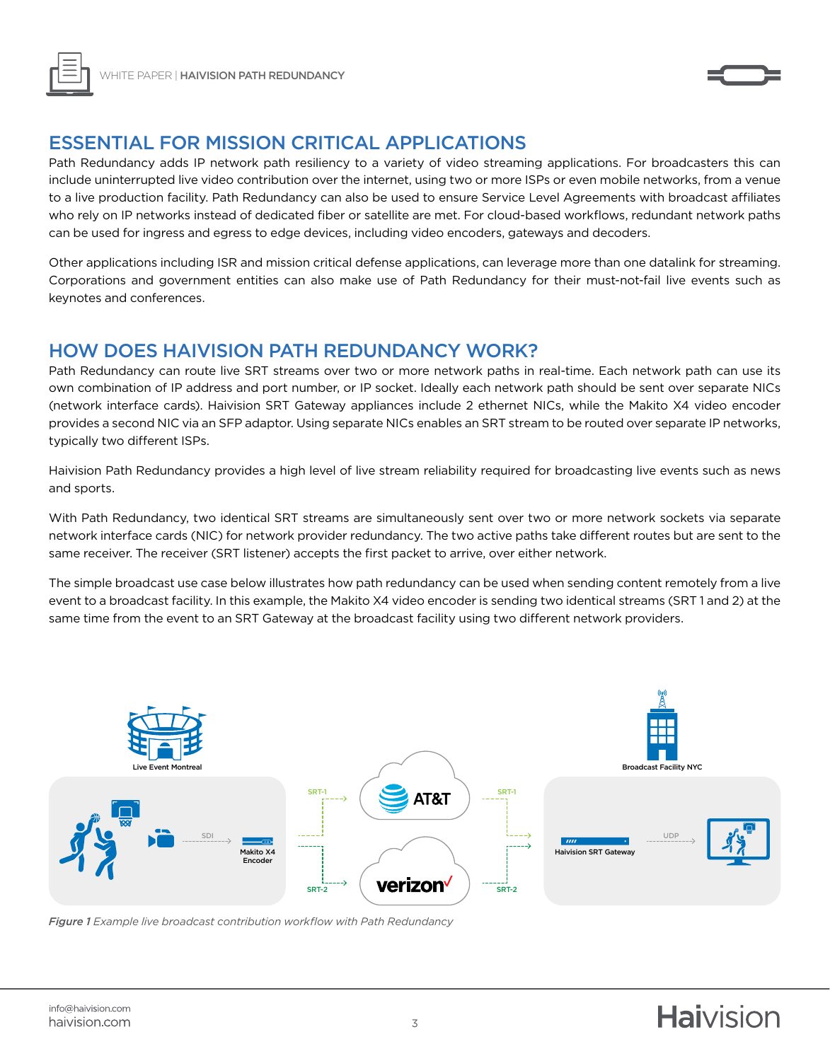## ESSENTIAL FOR MISSION CRITICAL APPLICATIONS

Path Redundancy adds IP network path resiliency to a variety of video streaming applications. For broadcasters this can include uninterrupted live video contribution over the internet, using two or more ISPs or even mobile networks, from a venue to a live production facility. Path Redundancy can also be used to ensure Service Level Agreements with broadcast affiliates who rely on IP networks instead of dedicated fiber or satellite are met. For cloud-based workflows, redundant network paths can be used for ingress and egress to edge devices, including video encoders, gateways and decoders.

Other applications including ISR and mission critical defense applications, can leverage more than one datalink for streaming. Corporations and government entities can also make use of Path Redundancy for their must-not-fail live events such as keynotes and conferences.

## HOW DOES HAIVISION PATH REDUNDANCY WORK?

Path Redundancy can route live SRT streams over two or more network paths in real-time. Each network path can use its own combination of IP address and port number, or IP socket. Ideally each network path should be sent over separate NICs (network interface cards). Haivision SRT Gateway appliances include 2 ethernet NICs, while the Makito X4 video encoder provides a second NIC via an SFP adaptor. Using separate NICs enables an SRT stream to be routed over separate IP networks, typically two different ISPs.

Haivision Path Redundancy provides a high level of live stream reliability required for broadcasting live events such as news and sports.

With Path Redundancy, two identical SRT streams are simultaneously sent over two or more network sockets via separate network interface cards (NIC) for network provider redundancy. The two active paths take different routes but are sent to the same receiver. The receiver (SRT listener) accepts the first packet to arrive, over either network.

The simple broadcast use case below illustrates how path redundancy can be used when sending content remotely from a live event to a broadcast facility. In this example, the Makito X4 video encoder is sending two identical streams (SRT 1 and 2) at the same time from the event to an SRT Gateway at the broadcast facility using two different network providers.

*Figure 1* *Example live broadcast contribution workflow with Path Redundancy*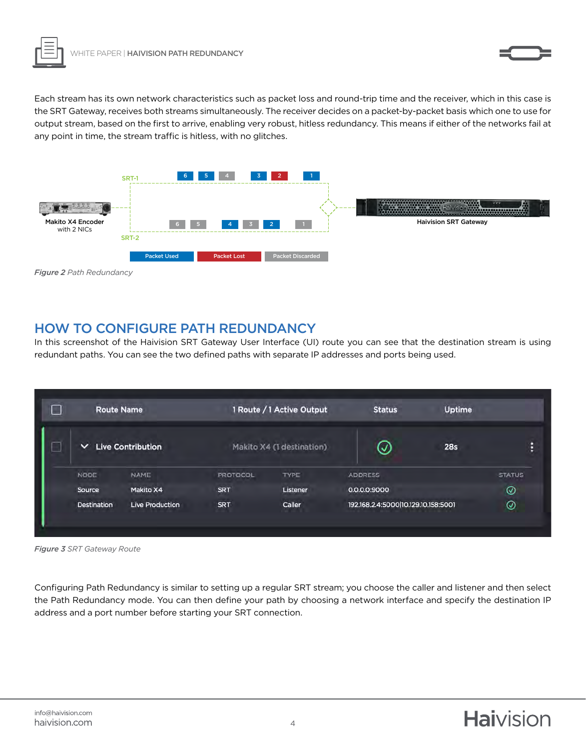Each stream has its own network characteristics such as packet loss and round-trip time and the receiver, which in this case is the SRT Gateway, receives both streams simultaneously. The receiver decides on a packet-by-packet basis which one to use for output stream, based on the first to arrive, enabling very robust, hitless redundancy. This means if either of the networks fail at any point in time, the stream traffic is hitless, with no glitches.

***Figure 2*** *Path Redundancy*

## HOW TO CONFIGURE PATH REDUNDANCY

In this screenshot of the Haivision SRT Gateway User Interface (UI) route you can see that the destination stream is using redundant paths. You can see the two defined paths with separate IP addresses and ports being used.

***Figure 3*** *SRT Gateway Route*

Configuring Path Redundancy is similar to setting up a regular SRT stream; you choose the caller and listener and then select the Path Redundancy mode. You can then define your path by choosing a network interface and specify the destination IP address and a port number before starting your SRT connection.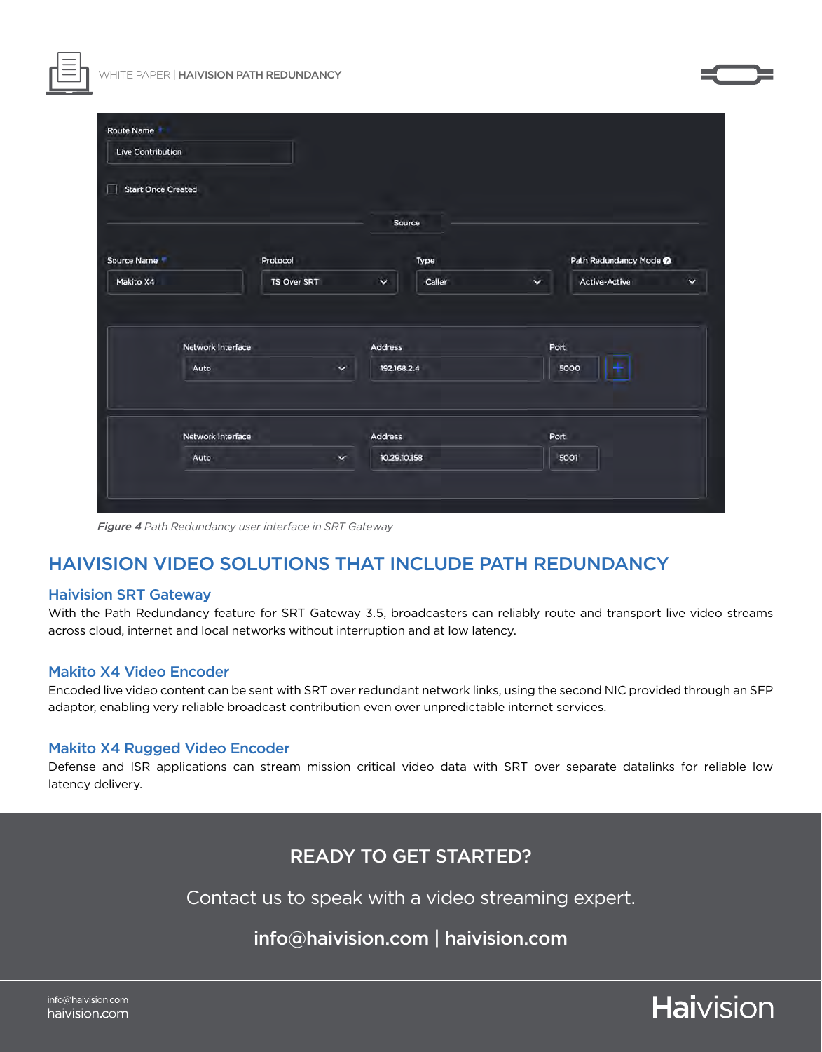Route Name *

Live Contribution

Start Once Created

Source

Source Name * | Protocol | Type | Path Redundancy Mode

Makito X4 | TS Over SRT | Caller | Active-Active

Network Interface: Auto | Address: 192.168.2.4 | Port: 5000

Network Interface: Auto | Address: 10.29.10.158 | Port: 5001

*Figure 4 Path Redundancy user interface in SRT Gateway*

## HAIVISION VIDEO SOLUTIONS THAT INCLUDE PATH REDUNDANCY

### Haivision SRT Gateway

With the Path Redundancy feature for SRT Gateway 3.5, broadcasters can reliably route and transport live video streams across cloud, internet and local networks without interruption and at low latency.

### Makito X4 Video Encoder

Encoded live video content can be sent with SRT over redundant network links, using the second NIC provided through an SFP adaptor, enabling very reliable broadcast contribution even over unpredictable internet services.

### Makito X4 Rugged Video Encoder

Defense and ISR applications can stream mission critical video data with SRT over separate datalinks for reliable low latency delivery.

## READY TO GET STARTED?

Contact us to speak with a video streaming expert.

**info@haivision.com | haivision.com**